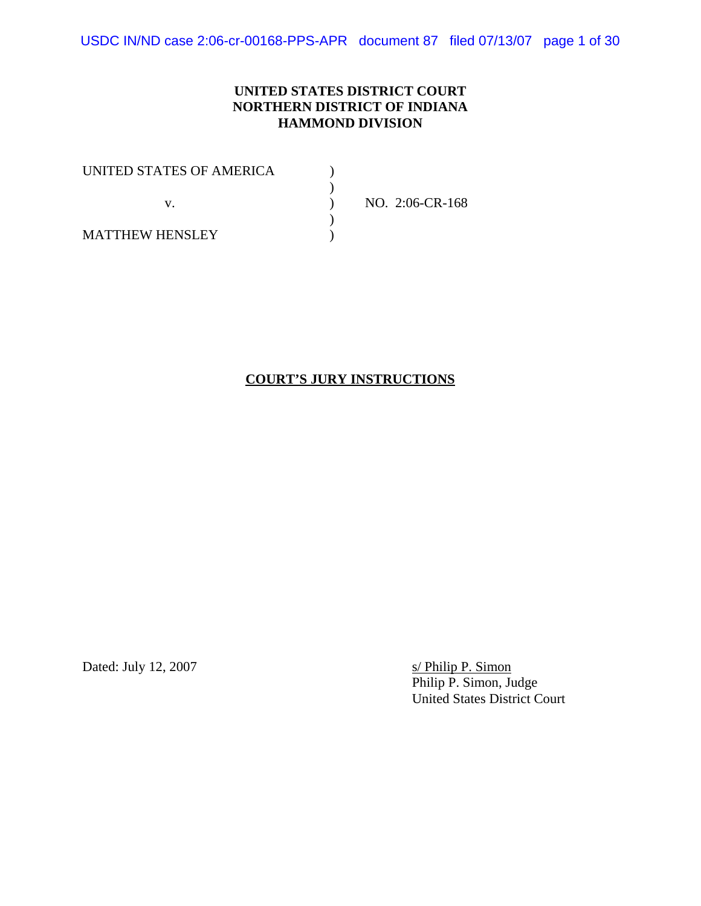**UNITED STATES DISTRICT COURT**
**NORTHERN DISTRICT OF INDIANA**
**HAMMOND DIVISION**

| | | |
|---|---|---|
| UNITED STATES OF AMERICA | ) | |
| | ) | |
| v. | ) | NO. 2:06-CR-168 |
| | ) | |
| MATTHEW HENSLEY | ) | |

**COURT'S JURY INSTRUCTIONS**

Dated: July 12, 2007

s/ Philip P. Simon
Philip P. Simon, Judge
United States District Court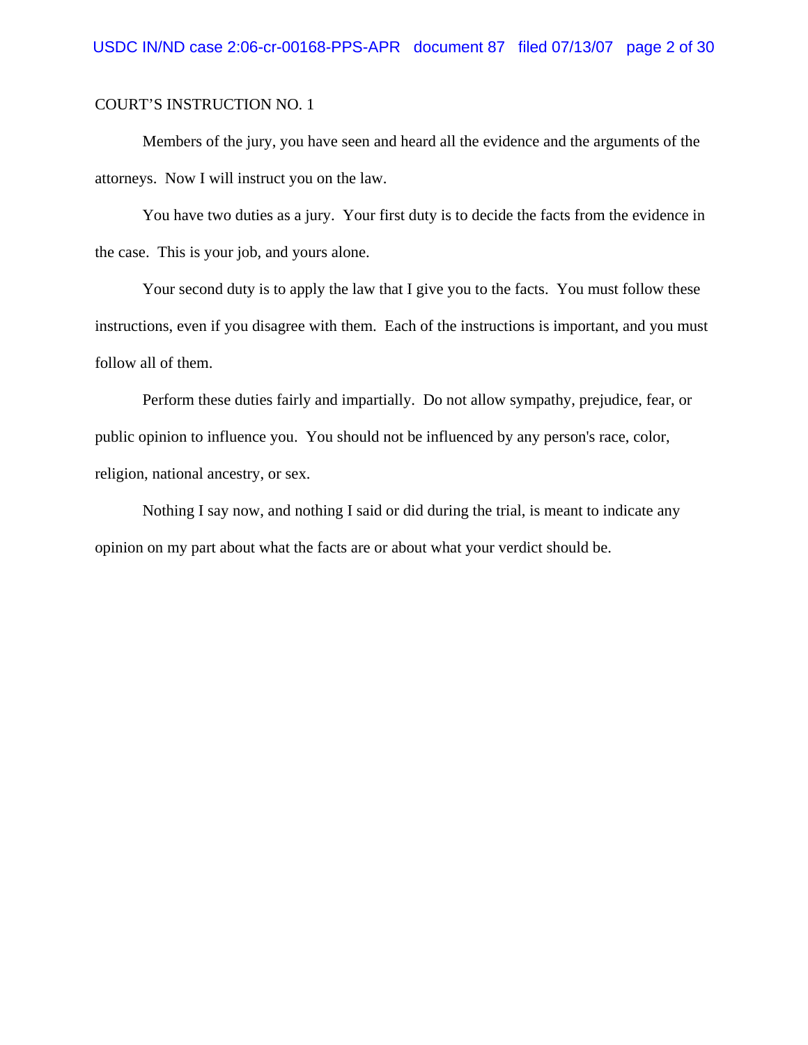COURT'S INSTRUCTION NO. 1

Members of the jury, you have seen and heard all the evidence and the arguments of the attorneys. Now I will instruct you on the law.

You have two duties as a jury. Your first duty is to decide the facts from the evidence in the case. This is your job, and yours alone.

Your second duty is to apply the law that I give you to the facts. You must follow these instructions, even if you disagree with them. Each of the instructions is important, and you must follow all of them.

Perform these duties fairly and impartially. Do not allow sympathy, prejudice, fear, or public opinion to influence you. You should not be influenced by any person's race, color, religion, national ancestry, or sex.

Nothing I say now, and nothing I said or did during the trial, is meant to indicate any opinion on my part about what the facts are or about what your verdict should be.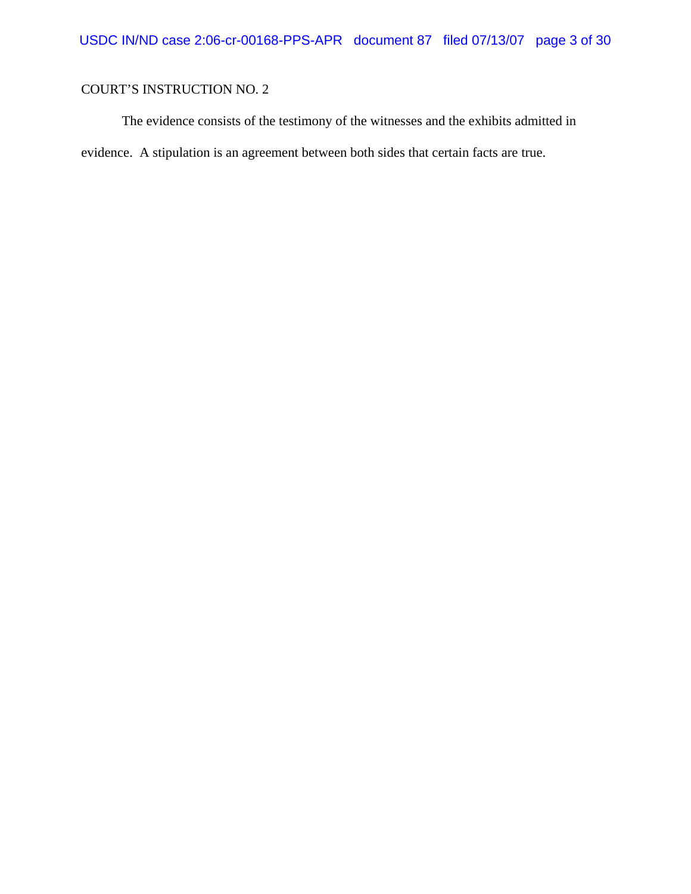COURT'S INSTRUCTION NO. 2

The evidence consists of the testimony of the witnesses and the exhibits admitted in evidence. A stipulation is an agreement between both sides that certain facts are true.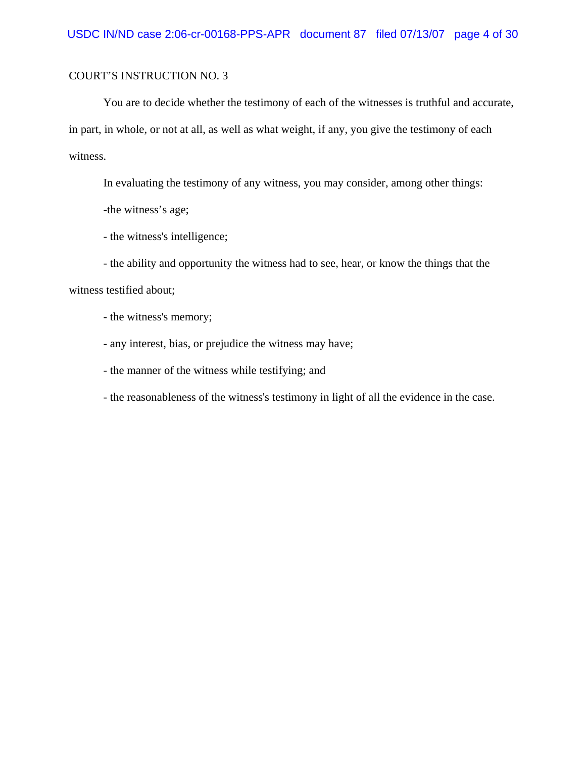COURT'S INSTRUCTION NO. 3

You are to decide whether the testimony of each of the witnesses is truthful and accurate, in part, in whole, or not at all, as well as what weight, if any, you give the testimony of each witness.

In evaluating the testimony of any witness, you may consider, among other things:

-the witness's age;

- the witness's intelligence;

- the ability and opportunity the witness had to see, hear, or know the things that the witness testified about;

- the witness's memory;

- any interest, bias, or prejudice the witness may have;

- the manner of the witness while testifying; and

- the reasonableness of the witness's testimony in light of all the evidence in the case.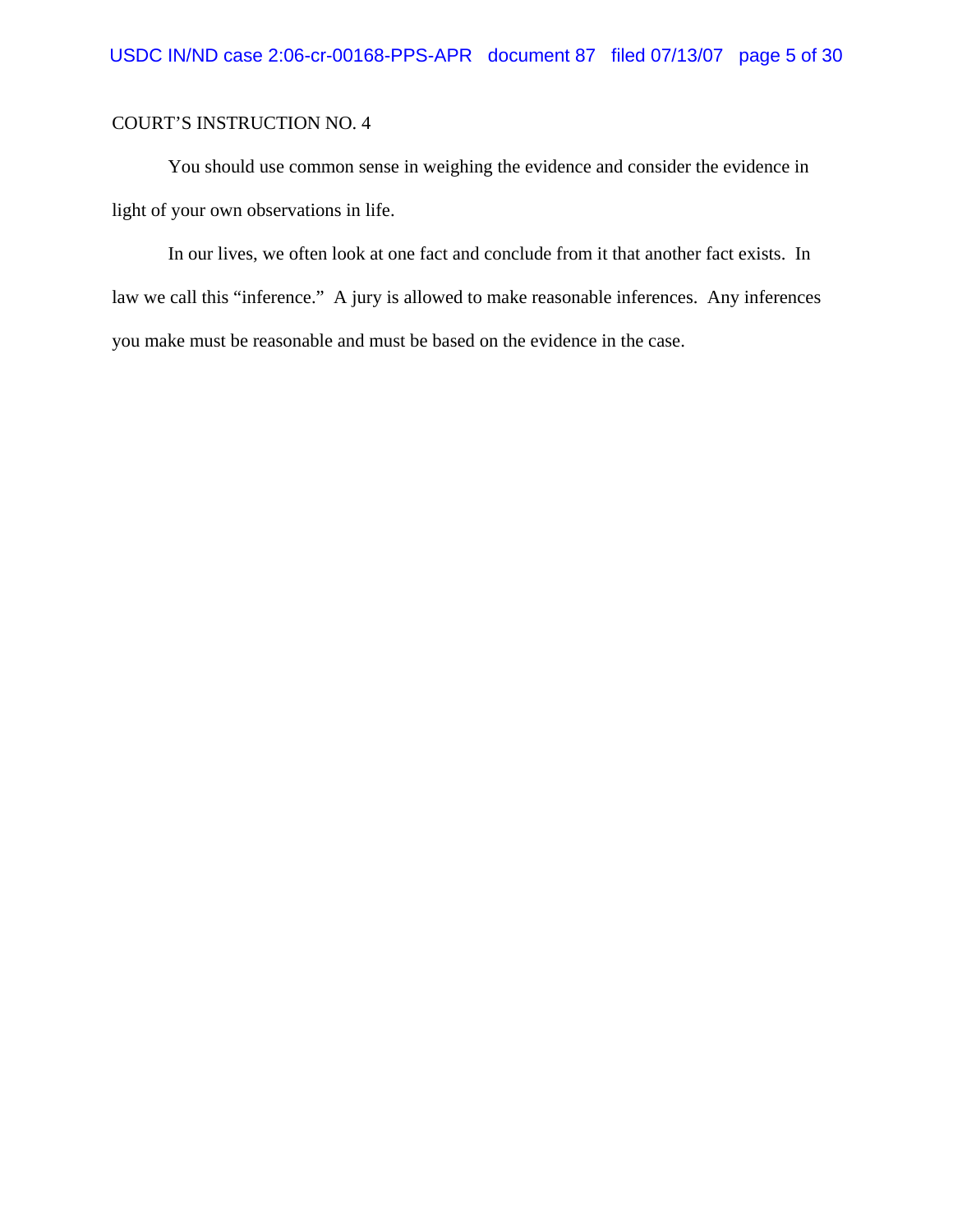COURT’S INSTRUCTION NO. 4

You should use common sense in weighing the evidence and consider the evidence in light of your own observations in life.

In our lives, we often look at one fact and conclude from it that another fact exists. In law we call this “inference.” A jury is allowed to make reasonable inferences. Any inferences you make must be reasonable and must be based on the evidence in the case.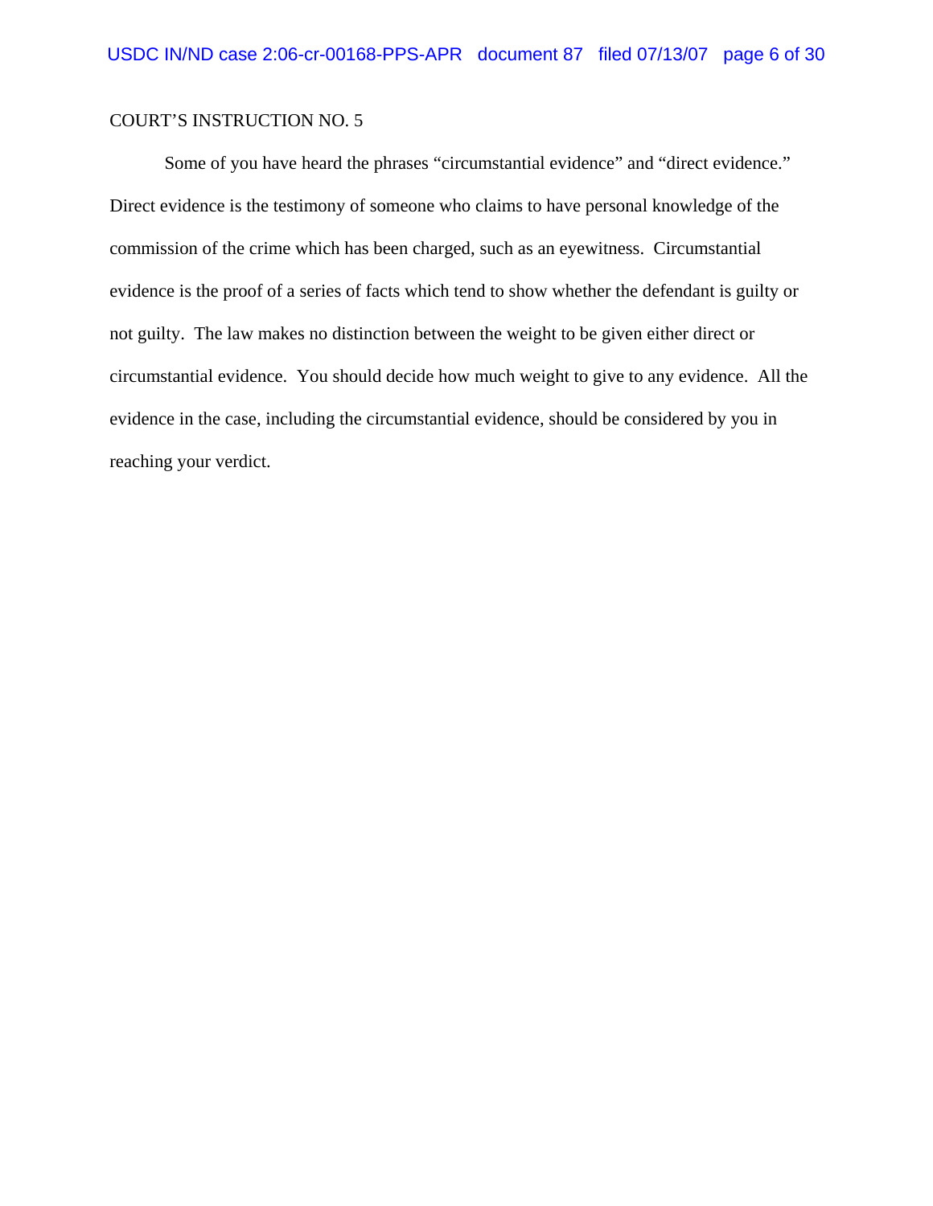COURT'S INSTRUCTION NO. 5

Some of you have heard the phrases "circumstantial evidence" and "direct evidence." Direct evidence is the testimony of someone who claims to have personal knowledge of the commission of the crime which has been charged, such as an eyewitness. Circumstantial evidence is the proof of a series of facts which tend to show whether the defendant is guilty or not guilty. The law makes no distinction between the weight to be given either direct or circumstantial evidence. You should decide how much weight to give to any evidence. All the evidence in the case, including the circumstantial evidence, should be considered by you in reaching your verdict.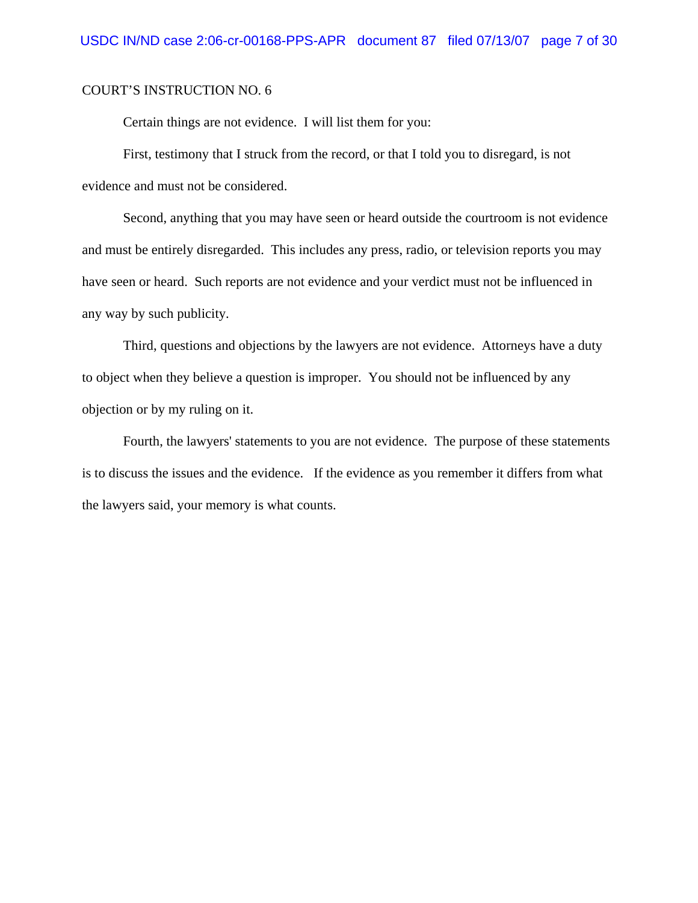COURT'S INSTRUCTION NO. 6

Certain things are not evidence. I will list them for you:

First, testimony that I struck from the record, or that I told you to disregard, is not evidence and must not be considered.

Second, anything that you may have seen or heard outside the courtroom is not evidence and must be entirely disregarded. This includes any press, radio, or television reports you may have seen or heard. Such reports are not evidence and your verdict must not be influenced in any way by such publicity.

Third, questions and objections by the lawyers are not evidence. Attorneys have a duty to object when they believe a question is improper. You should not be influenced by any objection or by my ruling on it.

Fourth, the lawyers' statements to you are not evidence. The purpose of these statements is to discuss the issues and the evidence. If the evidence as you remember it differs from what the lawyers said, your memory is what counts.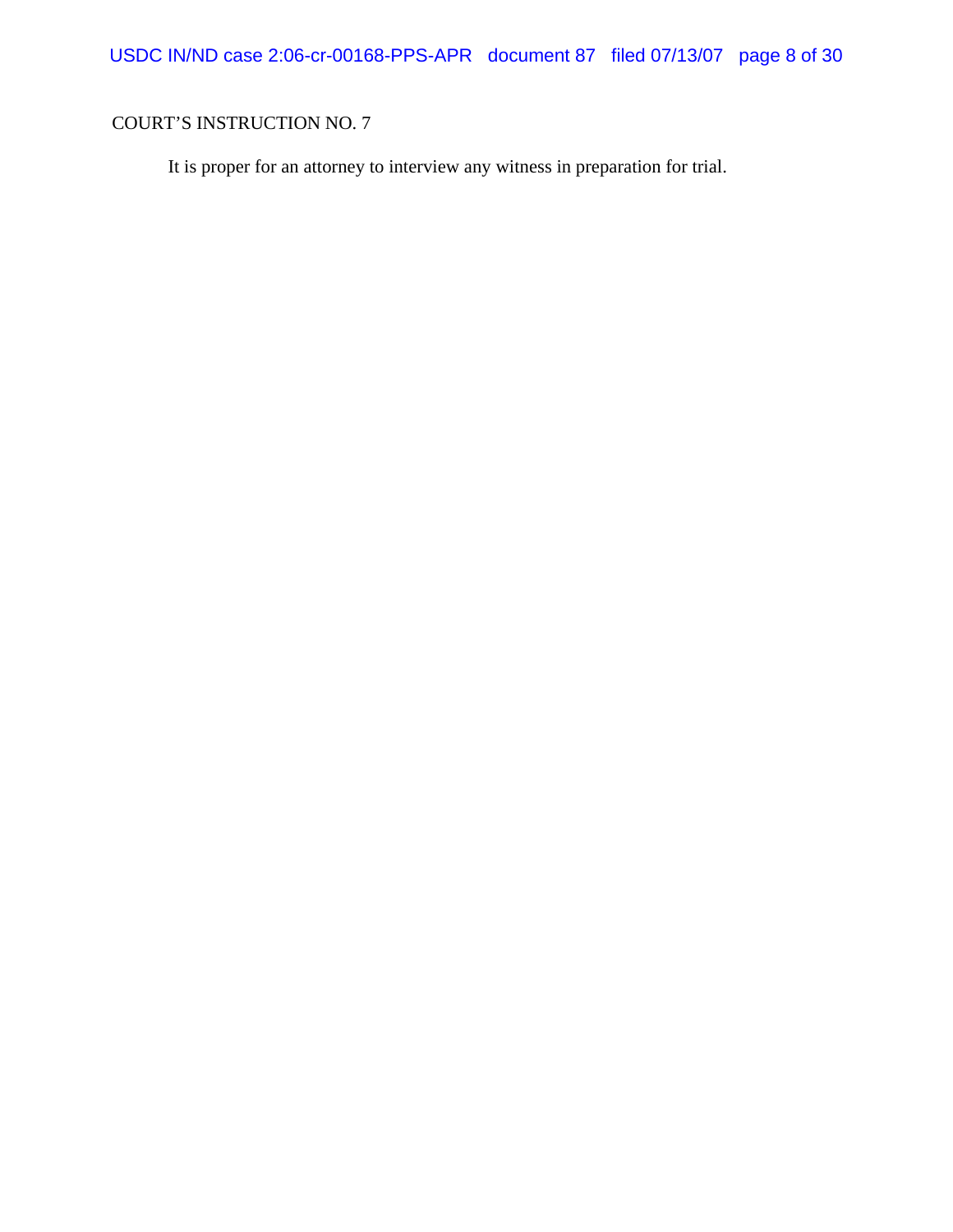COURT'S INSTRUCTION NO. 7

It is proper for an attorney to interview any witness in preparation for trial.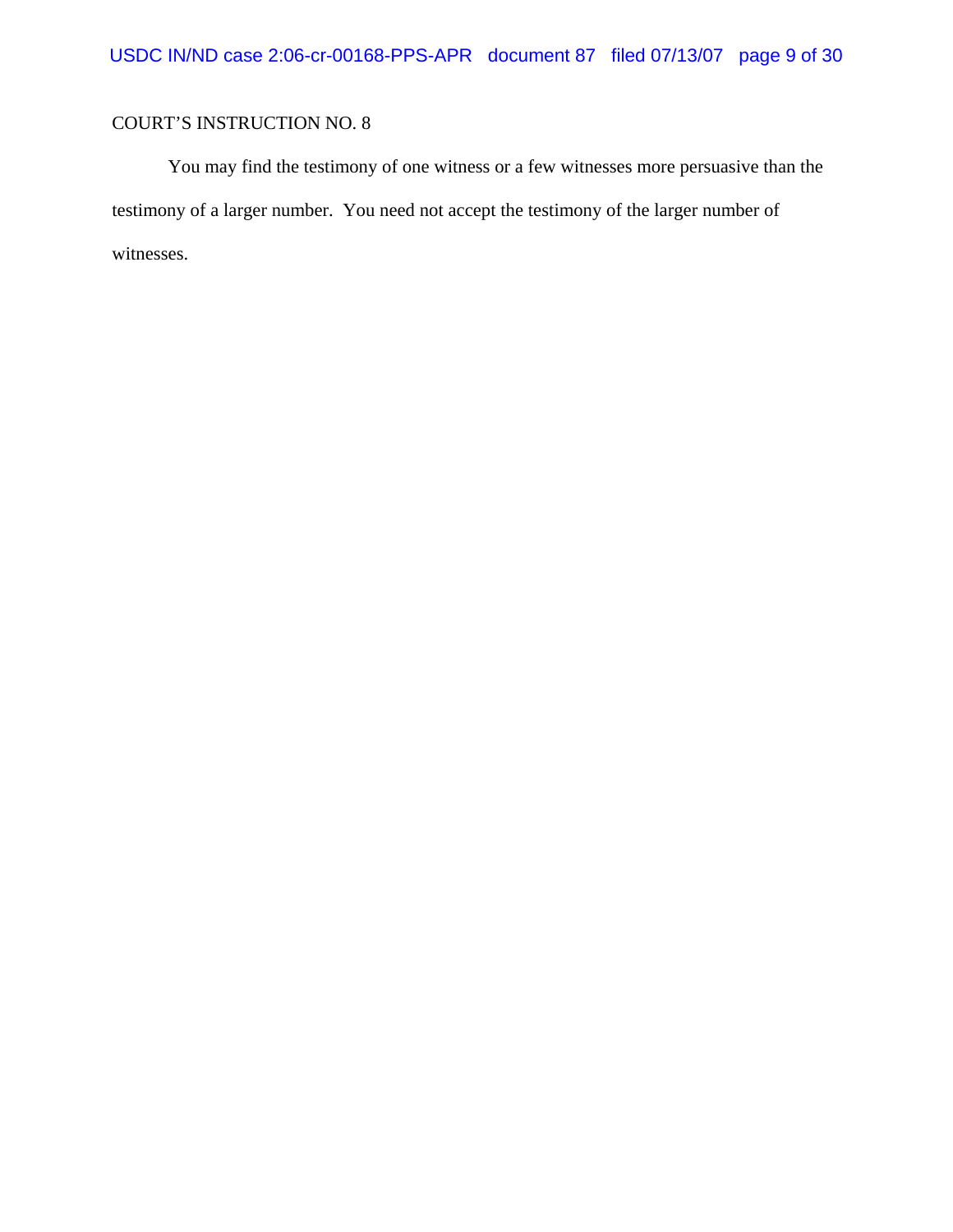COURT'S INSTRUCTION NO. 8

You may find the testimony of one witness or a few witnesses more persuasive than the testimony of a larger number. You need not accept the testimony of the larger number of witnesses.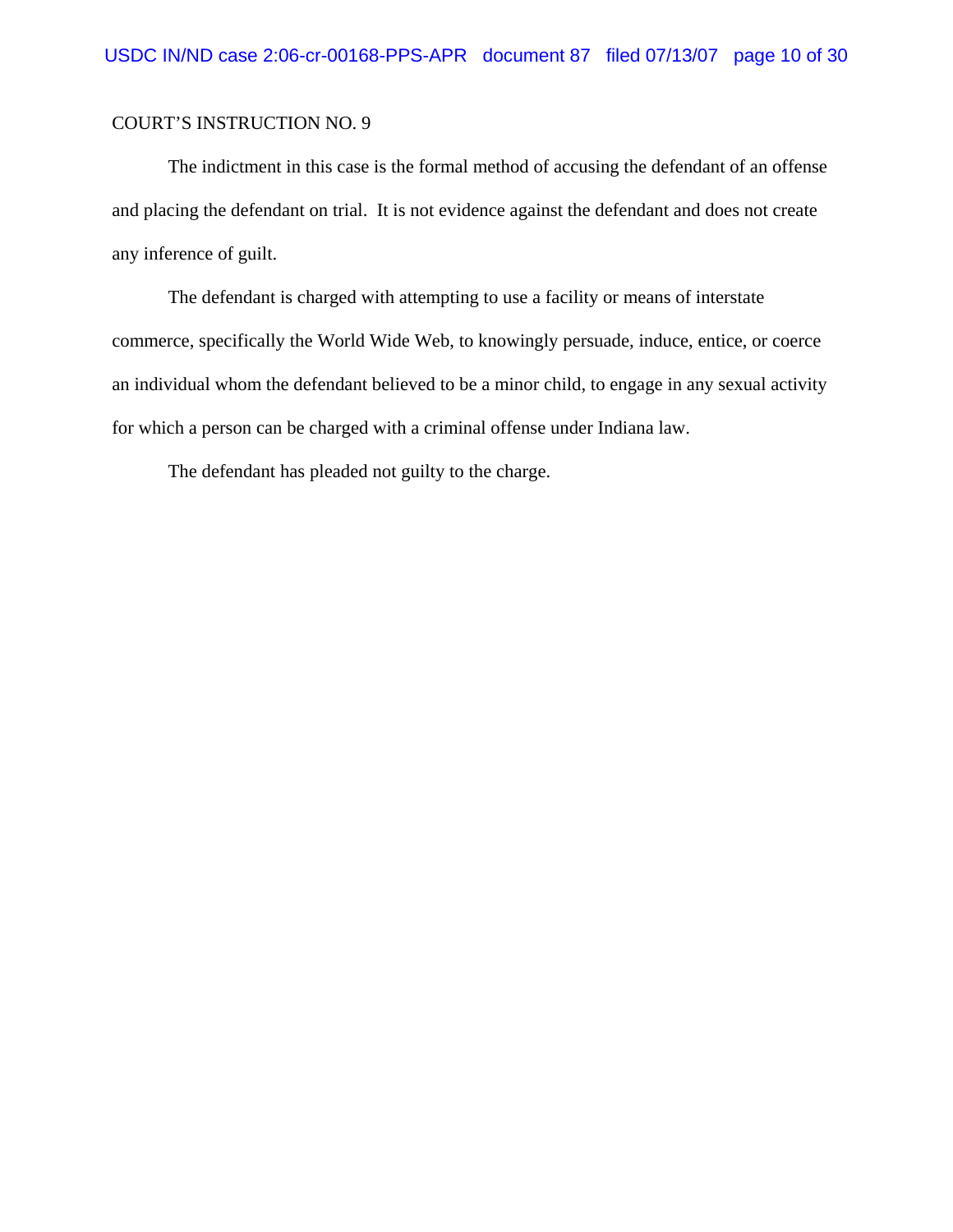COURT'S INSTRUCTION NO. 9

The indictment in this case is the formal method of accusing the defendant of an offense and placing the defendant on trial. It is not evidence against the defendant and does not create any inference of guilt.

The defendant is charged with attempting to use a facility or means of interstate commerce, specifically the World Wide Web, to knowingly persuade, induce, entice, or coerce an individual whom the defendant believed to be a minor child, to engage in any sexual activity for which a person can be charged with a criminal offense under Indiana law.

The defendant has pleaded not guilty to the charge.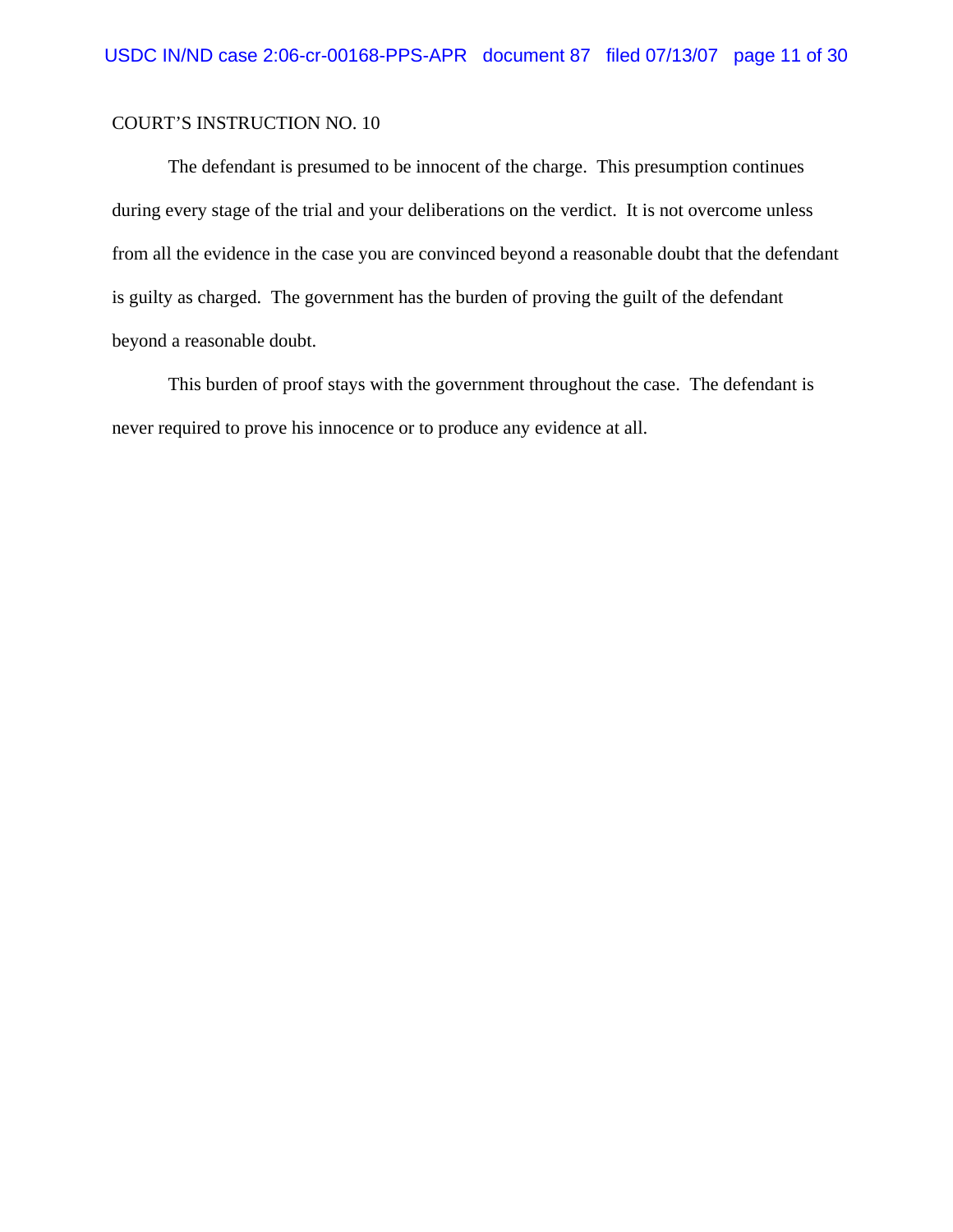COURT'S INSTRUCTION NO. 10

The defendant is presumed to be innocent of the charge. This presumption continues during every stage of the trial and your deliberations on the verdict. It is not overcome unless from all the evidence in the case you are convinced beyond a reasonable doubt that the defendant is guilty as charged. The government has the burden of proving the guilt of the defendant beyond a reasonable doubt.

This burden of proof stays with the government throughout the case. The defendant is never required to prove his innocence or to produce any evidence at all.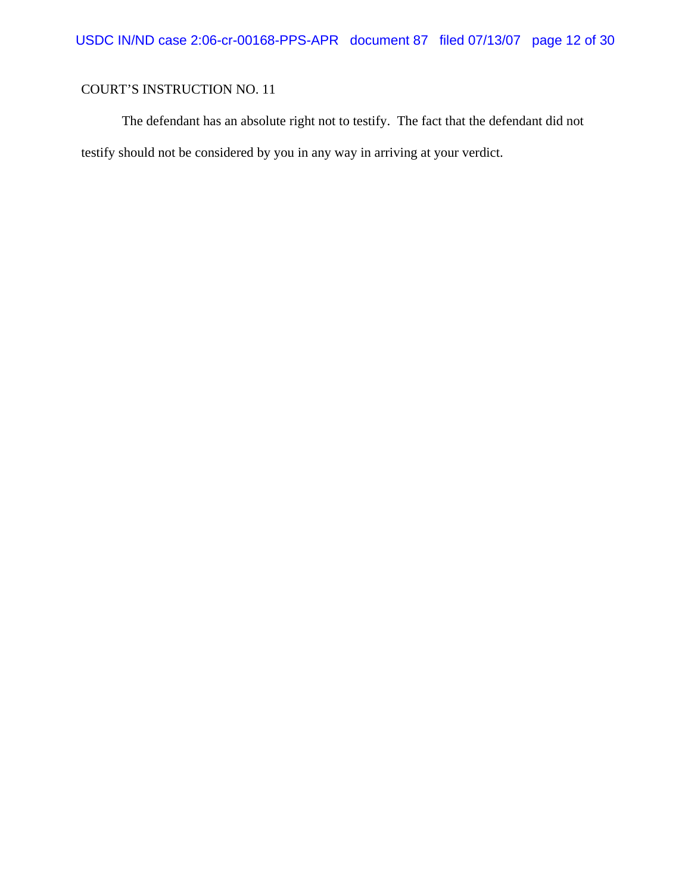COURT'S INSTRUCTION NO. 11

The defendant has an absolute right not to testify. The fact that the defendant did not testify should not be considered by you in any way in arriving at your verdict.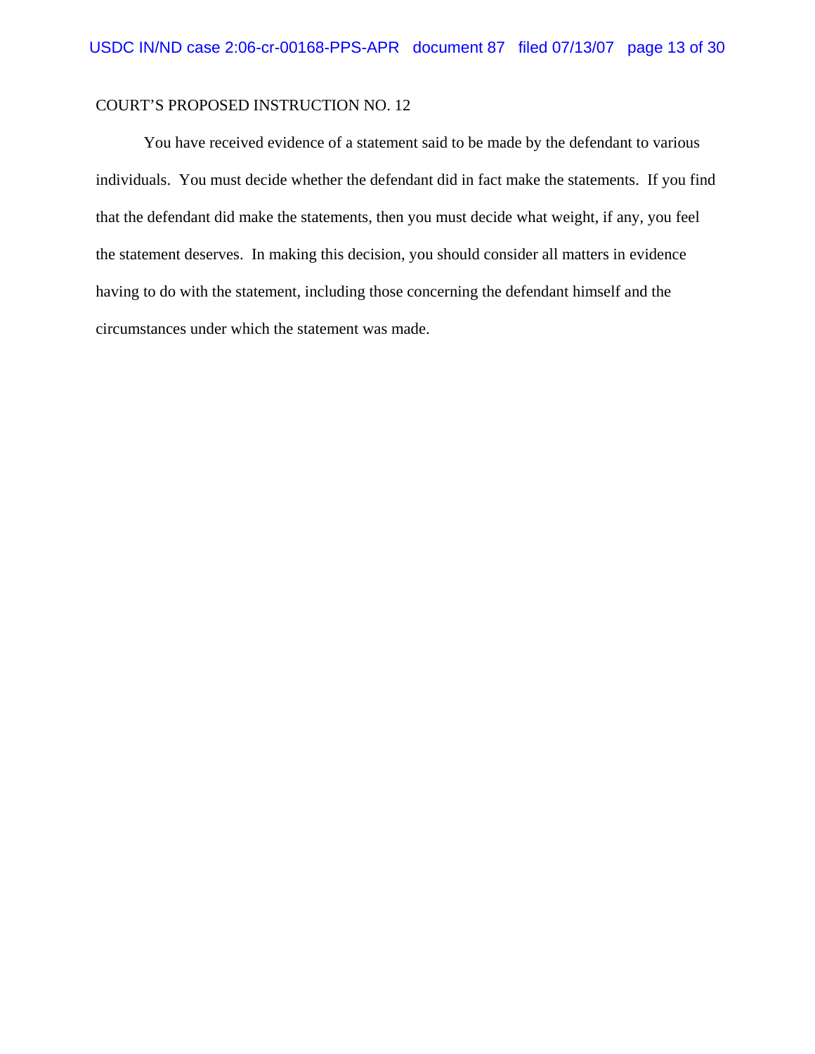COURT'S PROPOSED INSTRUCTION NO. 12

You have received evidence of a statement said to be made by the defendant to various individuals. You must decide whether the defendant did in fact make the statements. If you find that the defendant did make the statements, then you must decide what weight, if any, you feel the statement deserves. In making this decision, you should consider all matters in evidence having to do with the statement, including those concerning the defendant himself and the circumstances under which the statement was made.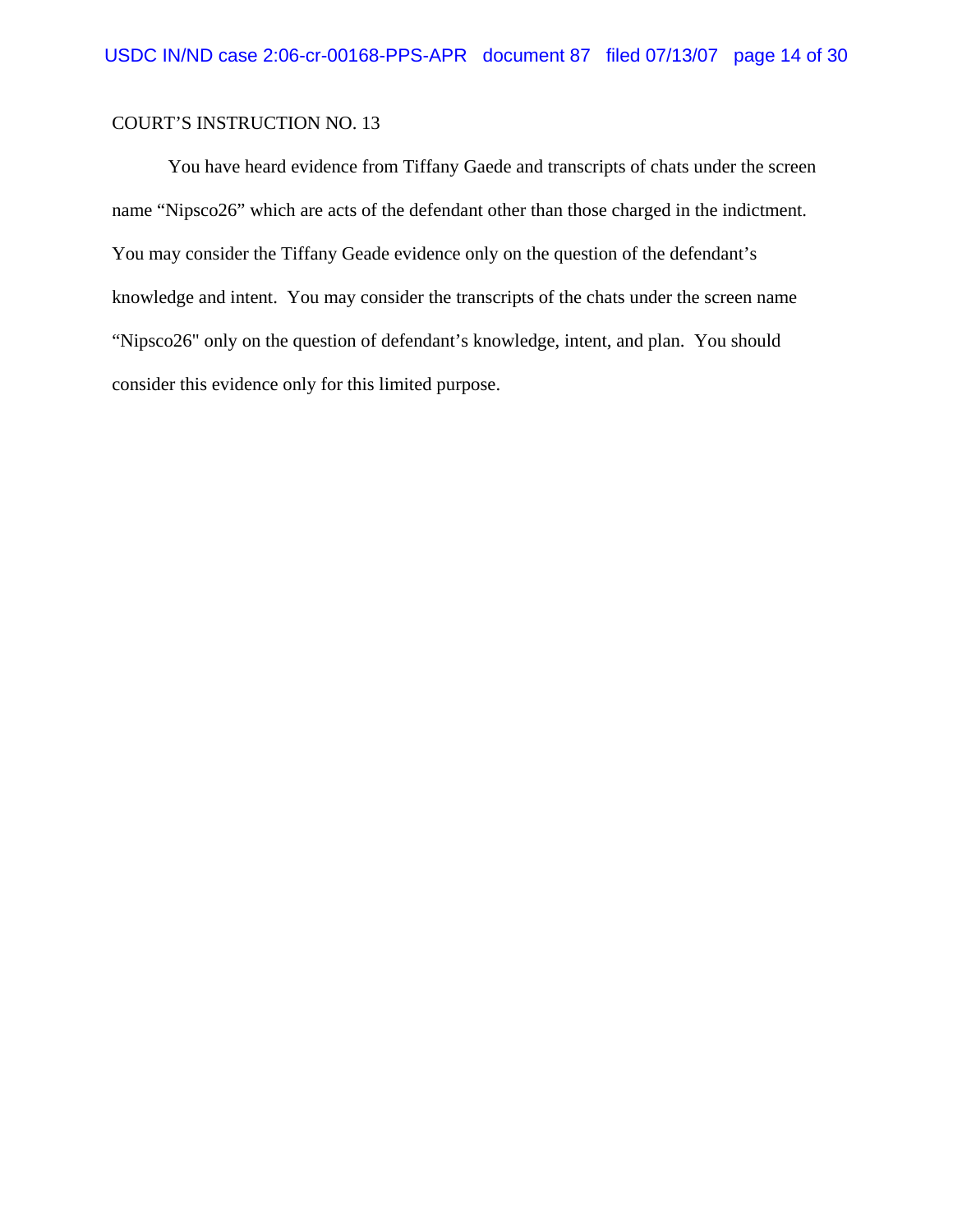COURT'S INSTRUCTION NO. 13

You have heard evidence from Tiffany Gaede and transcripts of chats under the screen name "Nipsco26" which are acts of the defendant other than those charged in the indictment. You may consider the Tiffany Geade evidence only on the question of the defendant's knowledge and intent. You may consider the transcripts of the chats under the screen name "Nipsco26" only on the question of defendant's knowledge, intent, and plan. You should consider this evidence only for this limited purpose.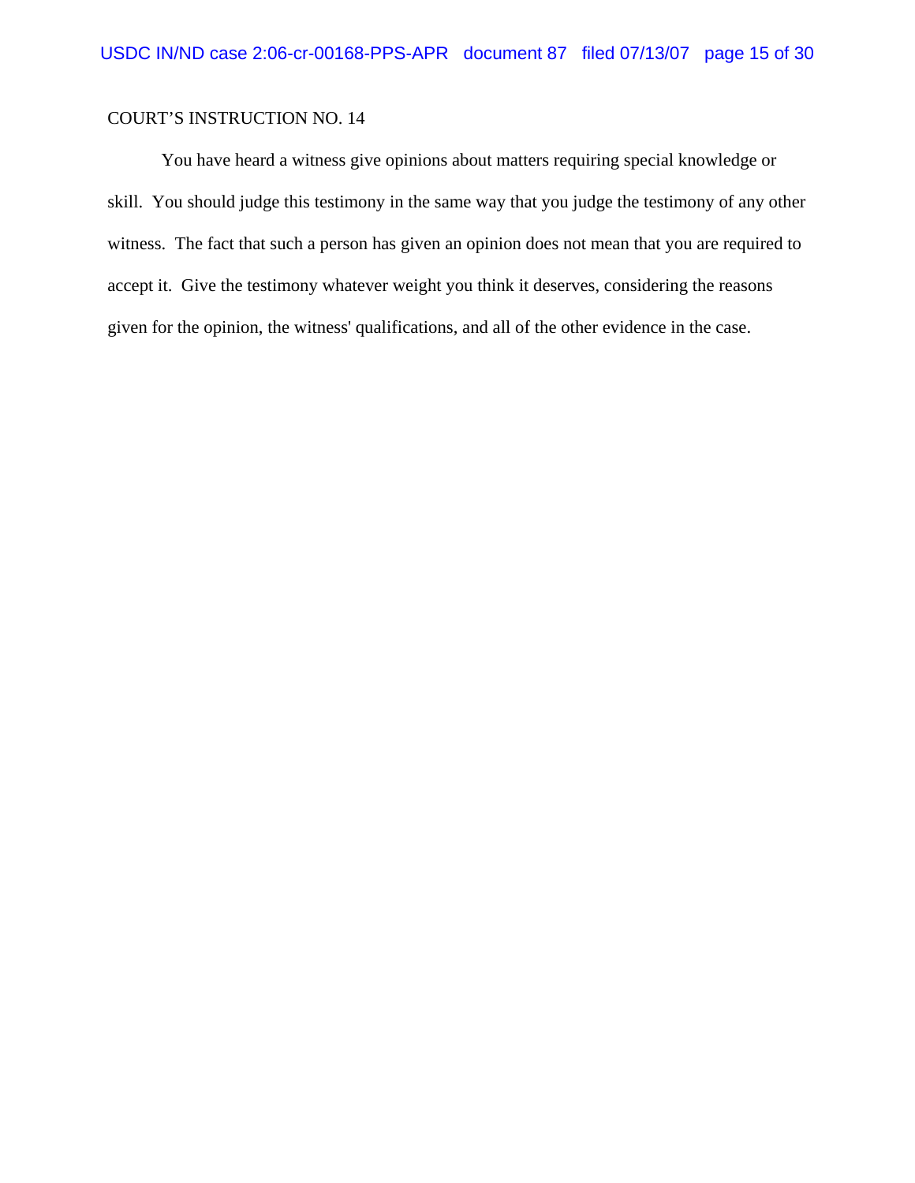COURT’S INSTRUCTION NO. 14

You have heard a witness give opinions about matters requiring special knowledge or skill. You should judge this testimony in the same way that you judge the testimony of any other witness. The fact that such a person has given an opinion does not mean that you are required to accept it. Give the testimony whatever weight you think it deserves, considering the reasons given for the opinion, the witness' qualifications, and all of the other evidence in the case.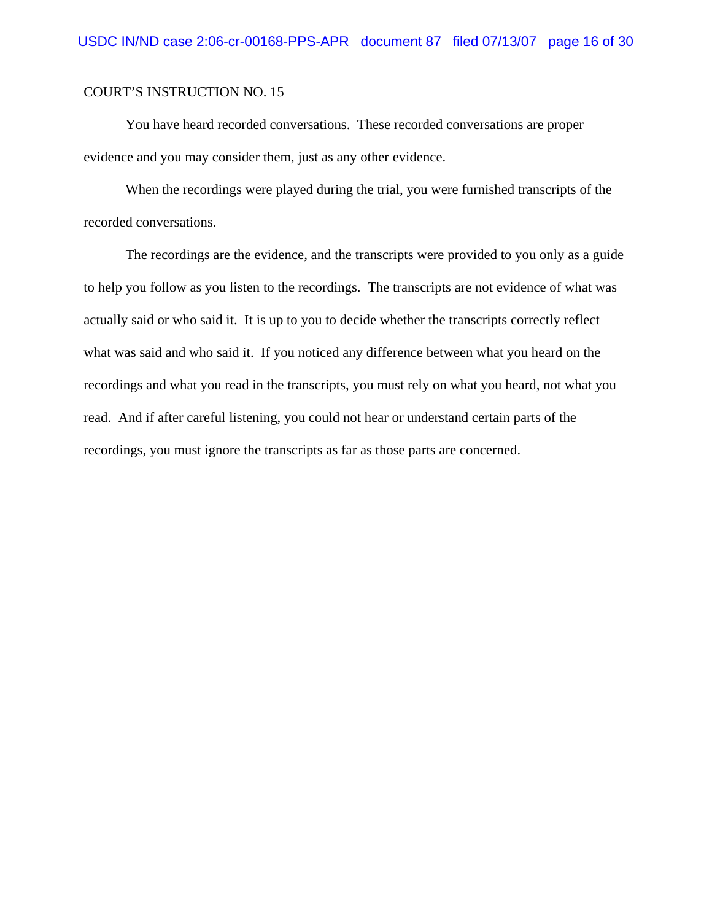COURT'S INSTRUCTION NO. 15

You have heard recorded conversations. These recorded conversations are proper evidence and you may consider them, just as any other evidence.

When the recordings were played during the trial, you were furnished transcripts of the recorded conversations.

The recordings are the evidence, and the transcripts were provided to you only as a guide to help you follow as you listen to the recordings. The transcripts are not evidence of what was actually said or who said it. It is up to you to decide whether the transcripts correctly reflect what was said and who said it. If you noticed any difference between what you heard on the recordings and what you read in the transcripts, you must rely on what you heard, not what you read. And if after careful listening, you could not hear or understand certain parts of the recordings, you must ignore the transcripts as far as those parts are concerned.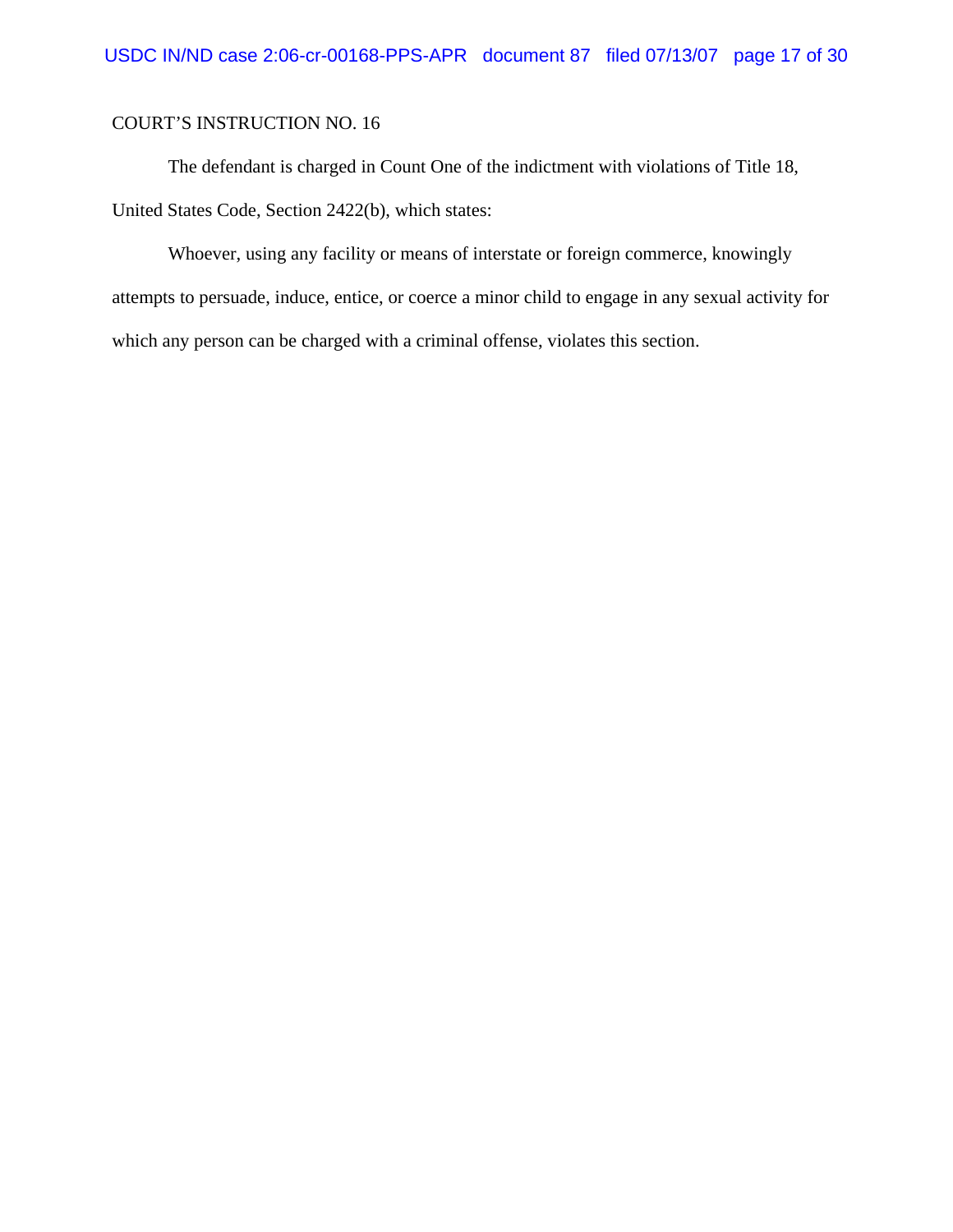COURT'S INSTRUCTION NO. 16

The defendant is charged in Count One of the indictment with violations of Title 18, United States Code, Section 2422(b), which states:

Whoever, using any facility or means of interstate or foreign commerce, knowingly attempts to persuade, induce, entice, or coerce a minor child to engage in any sexual activity for which any person can be charged with a criminal offense, violates this section.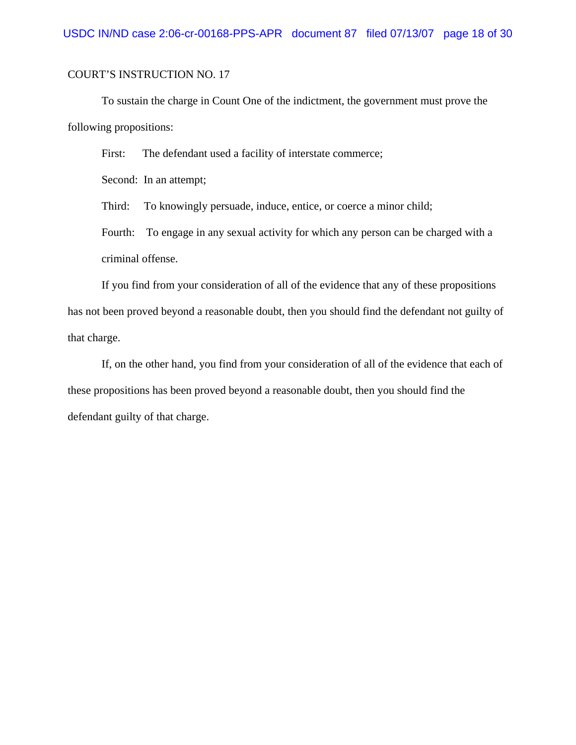COURT'S INSTRUCTION NO. 17

To sustain the charge in Count One of the indictment, the government must prove the following propositions:

First: The defendant used a facility of interstate commerce;

Second: In an attempt;

Third: To knowingly persuade, induce, entice, or coerce a minor child;

Fourth: To engage in any sexual activity for which any person can be charged with a criminal offense.

If you find from your consideration of all of the evidence that any of these propositions has not been proved beyond a reasonable doubt, then you should find the defendant not guilty of that charge.

If, on the other hand, you find from your consideration of all of the evidence that each of these propositions has been proved beyond a reasonable doubt, then you should find the defendant guilty of that charge.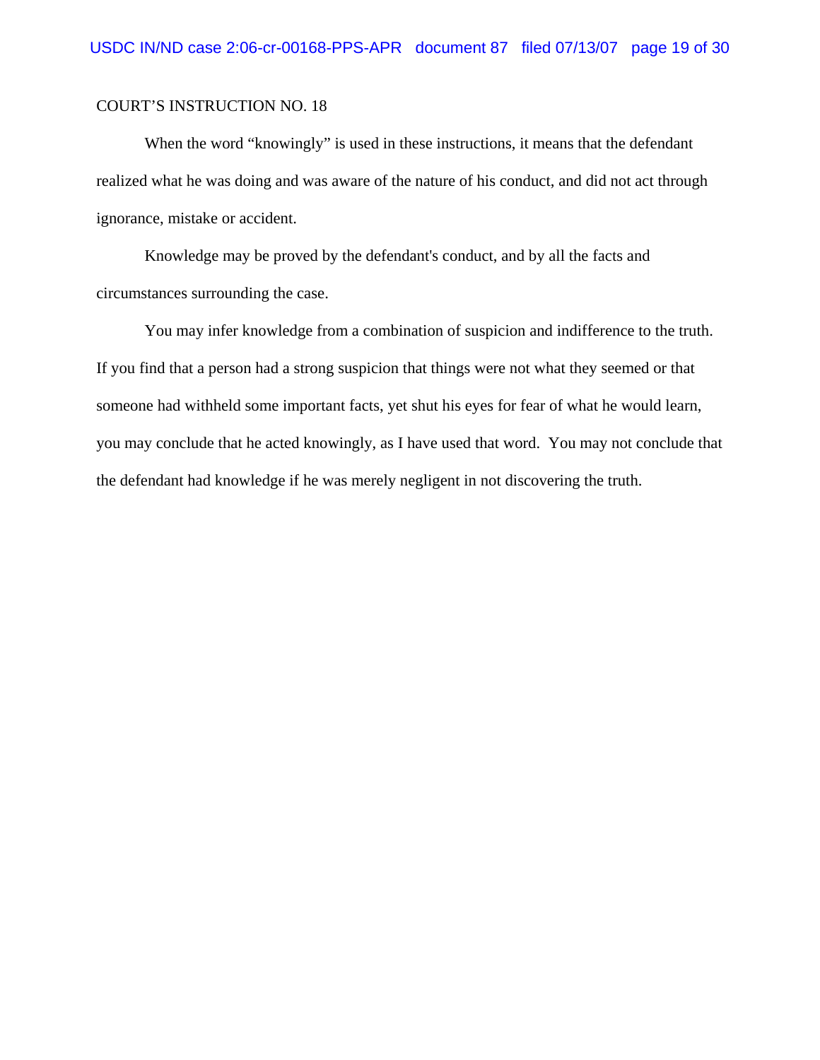COURT’S INSTRUCTION NO. 18

When the word “knowingly” is used in these instructions, it means that the defendant realized what he was doing and was aware of the nature of his conduct, and did not act through ignorance, mistake or accident.

Knowledge may be proved by the defendant's conduct, and by all the facts and circumstances surrounding the case.

You may infer knowledge from a combination of suspicion and indifference to the truth. If you find that a person had a strong suspicion that things were not what they seemed or that someone had withheld some important facts, yet shut his eyes for fear of what he would learn, you may conclude that he acted knowingly, as I have used that word. You may not conclude that the defendant had knowledge if he was merely negligent in not discovering the truth.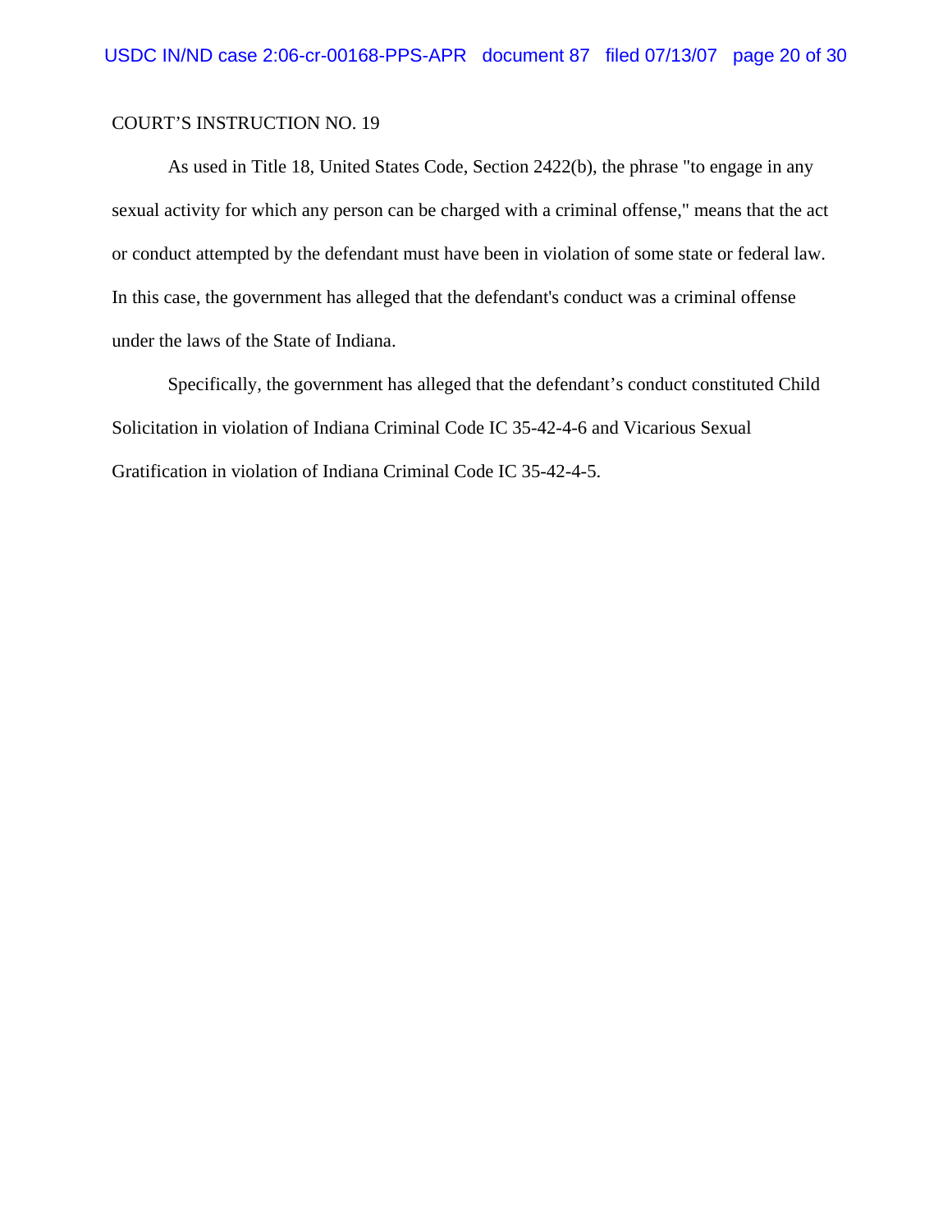COURT'S INSTRUCTION NO. 19

As used in Title 18, United States Code, Section 2422(b), the phrase "to engage in any sexual activity for which any person can be charged with a criminal offense," means that the act or conduct attempted by the defendant must have been in violation of some state or federal law. In this case, the government has alleged that the defendant's conduct was a criminal offense under the laws of the State of Indiana.

Specifically, the government has alleged that the defendant's conduct constituted Child Solicitation in violation of Indiana Criminal Code IC 35-42-4-6 and Vicarious Sexual Gratification in violation of Indiana Criminal Code IC 35-42-4-5.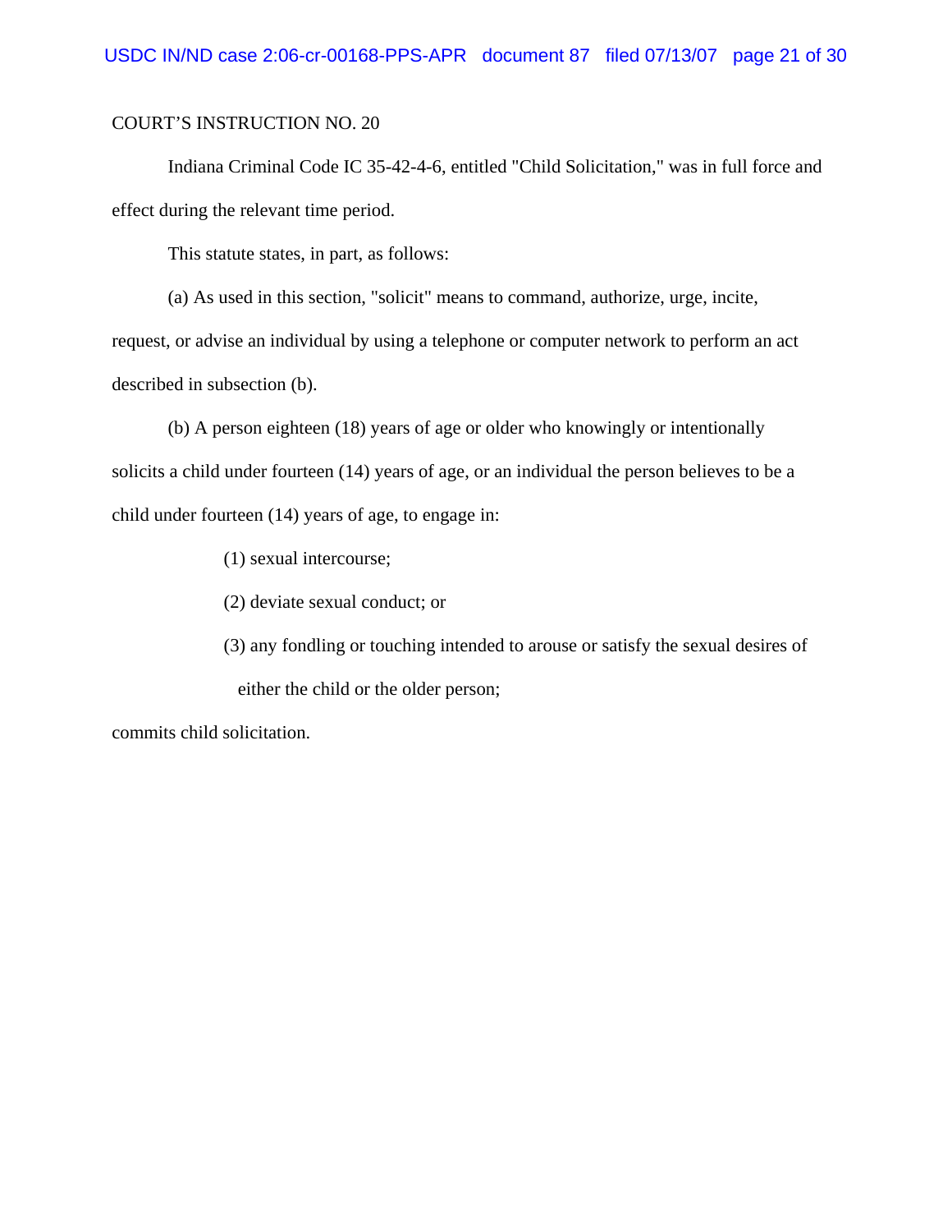COURT'S INSTRUCTION NO. 20

Indiana Criminal Code IC 35-42-4-6, entitled "Child Solicitation," was in full force and effect during the relevant time period.

This statute states, in part, as follows:

(a) As used in this section, "solicit" means to command, authorize, urge, incite, request, or advise an individual by using a telephone or computer network to perform an act described in subsection (b).

(b) A person eighteen (18) years of age or older who knowingly or intentionally solicits a child under fourteen (14) years of age, or an individual the person believes to be a child under fourteen (14) years of age, to engage in:

> (1) sexual intercourse;
>
> (2) deviate sexual conduct; or
>
> (3) any fondling or touching intended to arouse or satisfy the sexual desires of either the child or the older person;

commits child solicitation.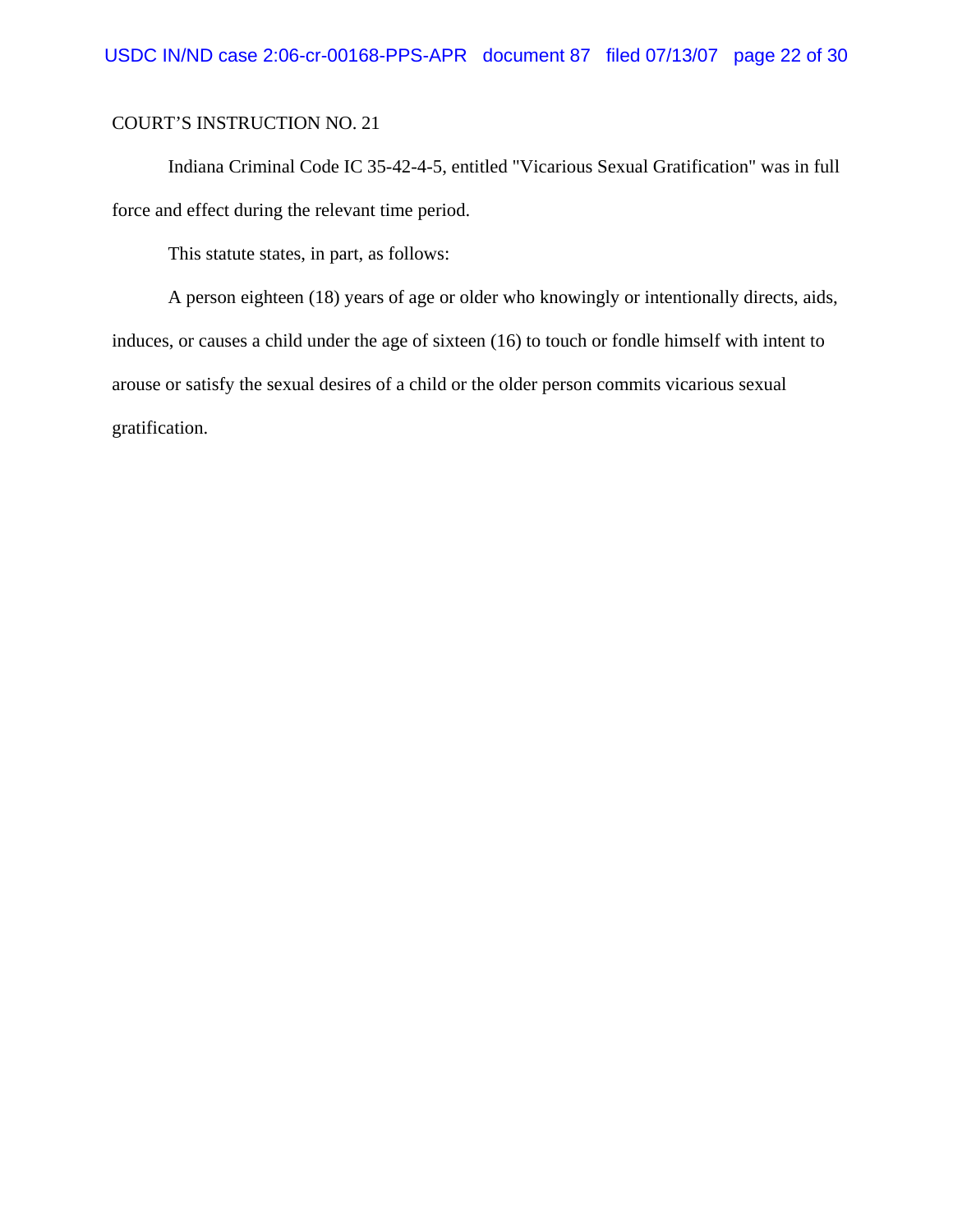COURT'S INSTRUCTION NO. 21

Indiana Criminal Code IC 35-42-4-5, entitled "Vicarious Sexual Gratification" was in full force and effect during the relevant time period.

This statute states, in part, as follows:

A person eighteen (18) years of age or older who knowingly or intentionally directs, aids, induces, or causes a child under the age of sixteen (16) to touch or fondle himself with intent to arouse or satisfy the sexual desires of a child or the older person commits vicarious sexual gratification.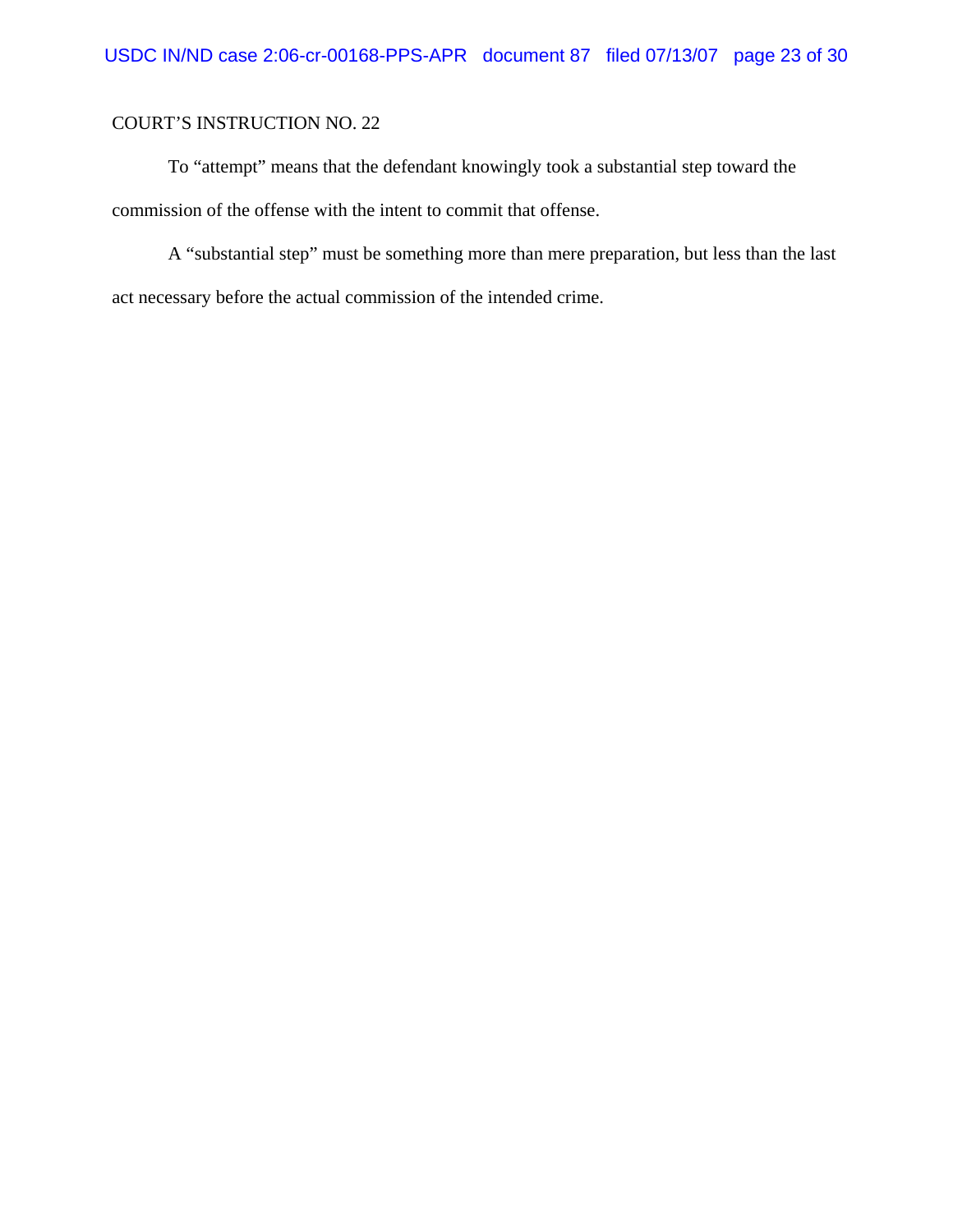COURT'S INSTRUCTION NO. 22

To "attempt" means that the defendant knowingly took a substantial step toward the commission of the offense with the intent to commit that offense.

A "substantial step" must be something more than mere preparation, but less than the last act necessary before the actual commission of the intended crime.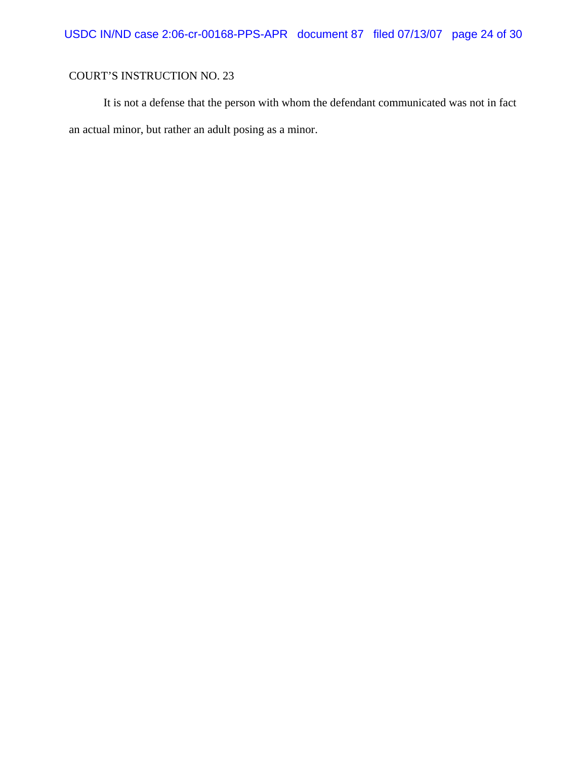COURT'S INSTRUCTION NO. 23

It is not a defense that the person with whom the defendant communicated was not in fact an actual minor, but rather an adult posing as a minor.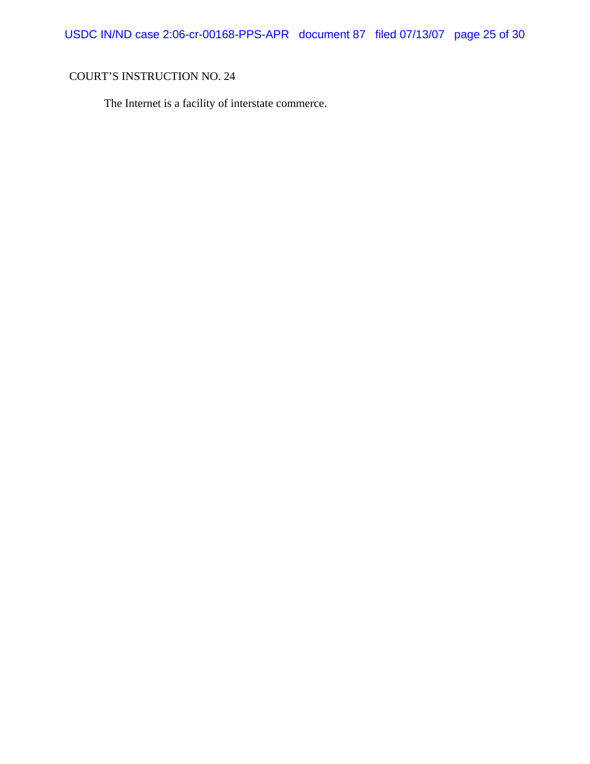COURT'S INSTRUCTION NO. 24

The Internet is a facility of interstate commerce.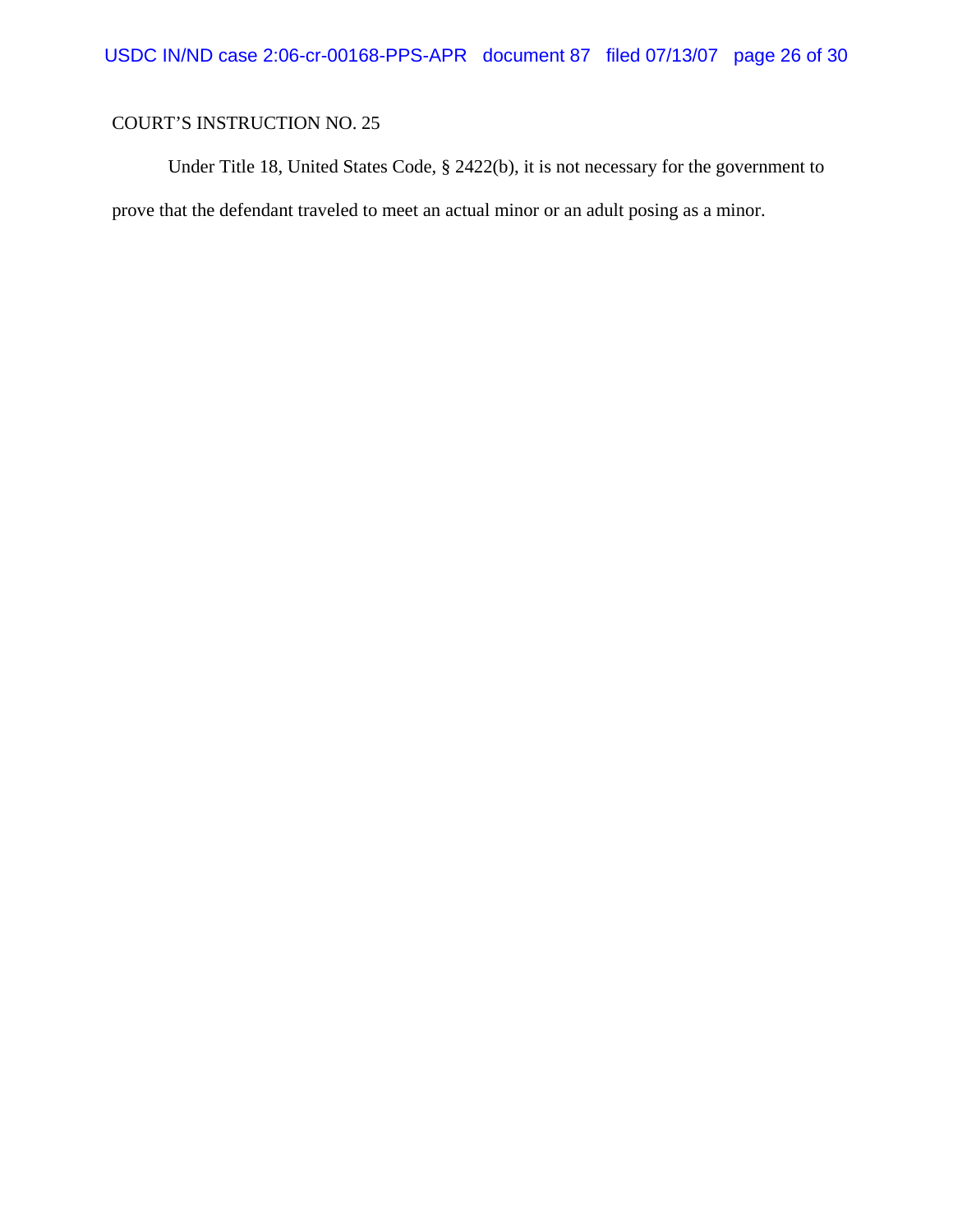COURT'S INSTRUCTION NO. 25

Under Title 18, United States Code, § 2422(b), it is not necessary for the government to prove that the defendant traveled to meet an actual minor or an adult posing as a minor.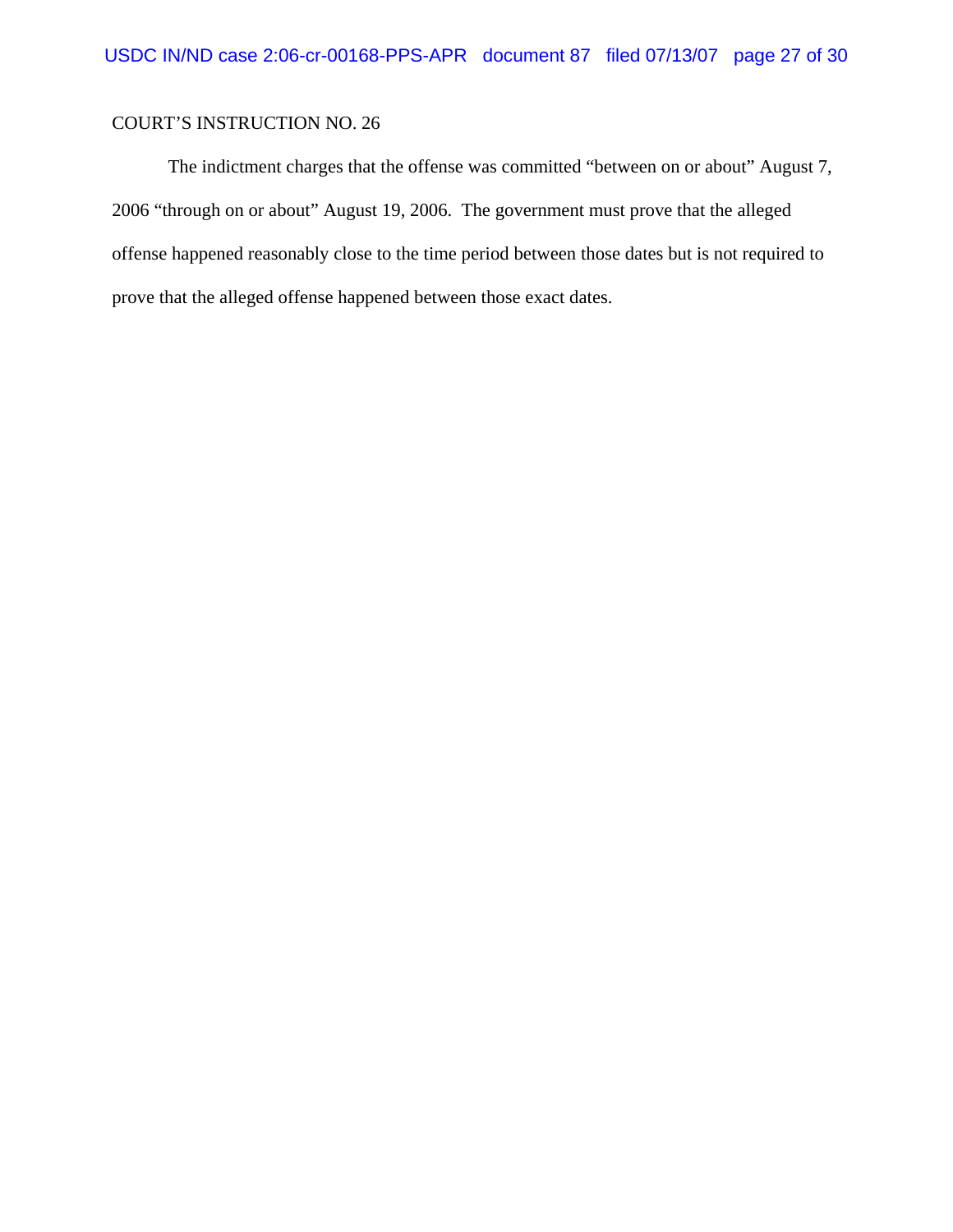COURT'S INSTRUCTION NO. 26

The indictment charges that the offense was committed "between on or about" August 7, 2006 "through on or about" August 19, 2006. The government must prove that the alleged offense happened reasonably close to the time period between those dates but is not required to prove that the alleged offense happened between those exact dates.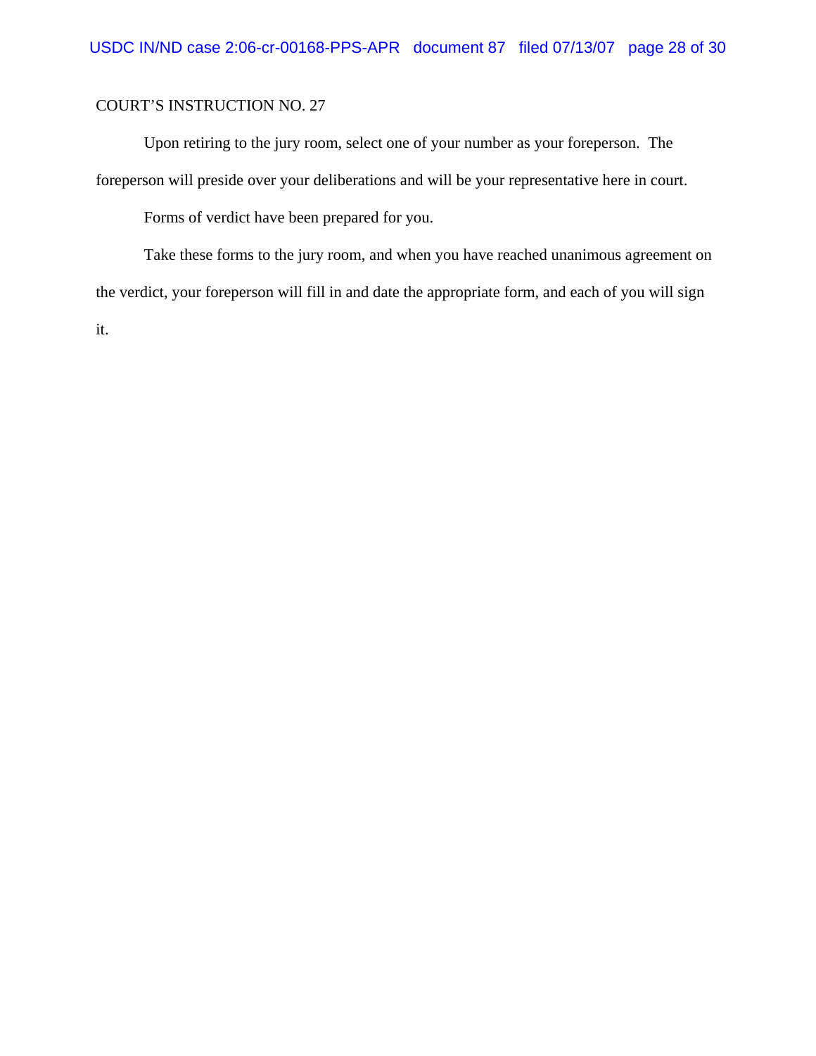COURT'S INSTRUCTION NO. 27

Upon retiring to the jury room, select one of your number as your foreperson. The foreperson will preside over your deliberations and will be your representative here in court.

Forms of verdict have been prepared for you.

Take these forms to the jury room, and when you have reached unanimous agreement on the verdict, your foreperson will fill in and date the appropriate form, and each of you will sign it.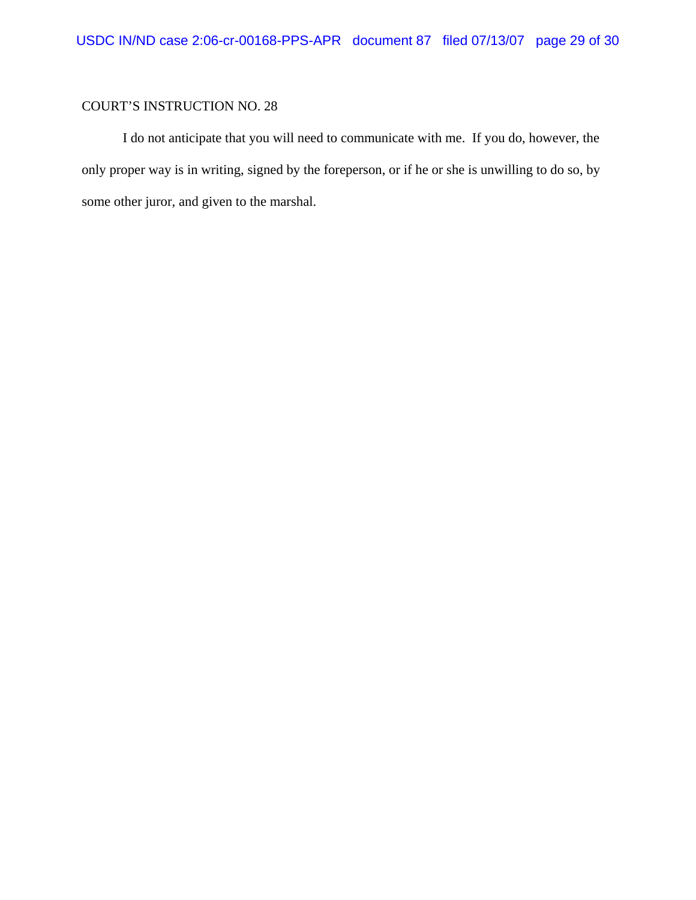COURT'S INSTRUCTION NO. 28

I do not anticipate that you will need to communicate with me. If you do, however, the only proper way is in writing, signed by the foreperson, or if he or she is unwilling to do so, by some other juror, and given to the marshal.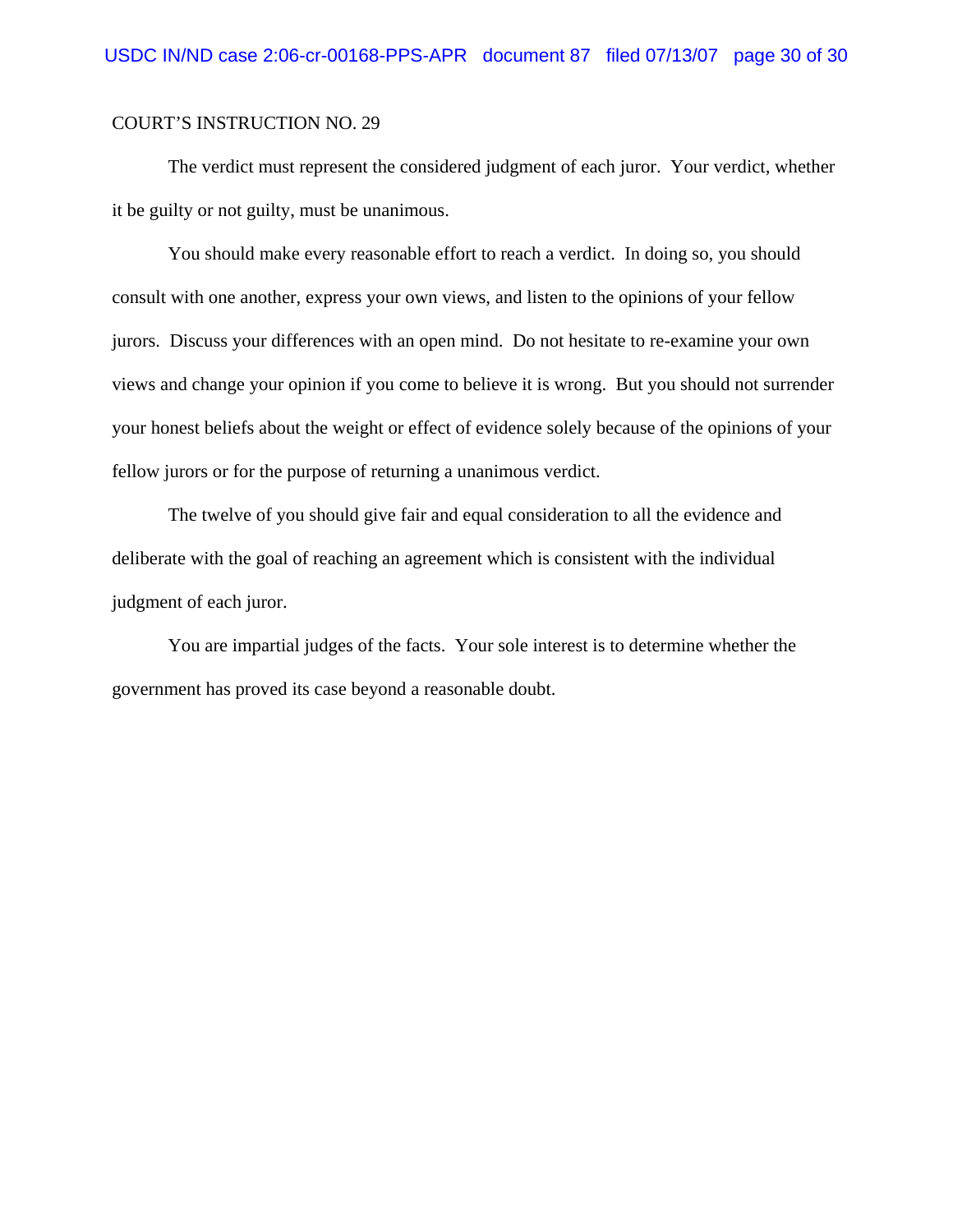COURT'S INSTRUCTION NO. 29

The verdict must represent the considered judgment of each juror. Your verdict, whether it be guilty or not guilty, must be unanimous.

You should make every reasonable effort to reach a verdict. In doing so, you should consult with one another, express your own views, and listen to the opinions of your fellow jurors. Discuss your differences with an open mind. Do not hesitate to re-examine your own views and change your opinion if you come to believe it is wrong. But you should not surrender your honest beliefs about the weight or effect of evidence solely because of the opinions of your fellow jurors or for the purpose of returning a unanimous verdict.

The twelve of you should give fair and equal consideration to all the evidence and deliberate with the goal of reaching an agreement which is consistent with the individual judgment of each juror.

You are impartial judges of the facts. Your sole interest is to determine whether the government has proved its case beyond a reasonable doubt.